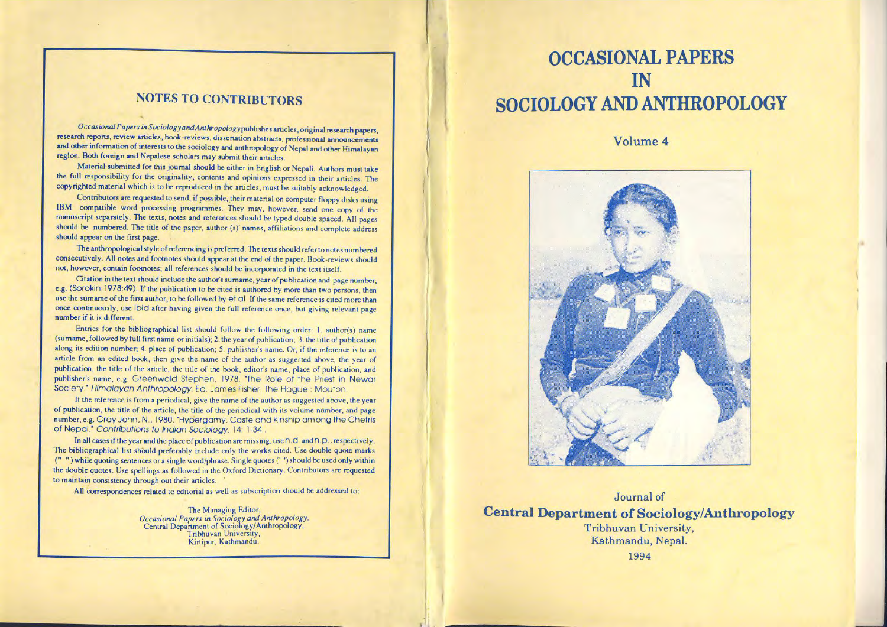## NOTES TO CONTRIBUTORS

*Occasional Papers in Sociology and Anthropology* publishes articles, original research papers, research reports, review articles, book-reviews, dissertation abstracts, professional announcements and other information of interests to the sociology and anthropology of Nepal and other Himalayan region. Both foreign and Nepalese scholars may submit their articles.

Material submitted for this journal should be either in English or Nepali. Authors must take the full responsibility for the originality, contents and opinions expressed in their articles. The copyrighted material which is to be reproduced in the articles, must be suitably acknowledged.

Contributors are requested to send, if possible, their material on computer floppy disks using IBM compatible word processing programmes. They may, however, send one copy of the manuscript separately. The texts, notes and references should be typed double spaced. All pages should be numbered. The title of the paper, author (s)' names, affiliations and complete address should appear on the first page.

The anthropological style of referencing is preferred. The texts should refer to notes numbered consecutively. All notes and footnotes should appear at the end of the paper. Book-reviews should not, however, contain footnotes; all references should be incorporated in the text itself.

Citation in the text should include the author's surname, year of publication and page number, e.g. (Sorokin: 1978:49). If the publication to be cited is authored by more than two persons, then use the surname of the first author, to be followed by et al. If the same reference is cited more than once continuously, use ibid after having given the full reference once, but giving relevant page number if it is different.

Entries for the bibliographical list should follow the following order: 1. author(s) name (surname, followed by full first name or initials); 2. the year of publication; 3. the title of publication along its edition number; 4. place of publication; 5. publisher's name. Or, if the reference is to an article from an edited book, then give the name of the author as suggested above, the year of publication, the title of the article, the title of the book, editor's name, place of publication, and publisher's name, e.g. Greenwold Stephen, 1978. "The Role of the Priest in Newar Society." *Himalayan Anthropology*. Ed. James Fisher. The Hague : Mouton.

If the reference is from a periodical, give the name of the author as suggested above, the year of publication, the title of the article, the title of the periodical with its volume number, and page number, e.g. Gray John, N., 1980. "Hypergamy, Caste and Kinship among the Chetris of Nepal." *Contributions to Indian Sociology*, 14: 1-34 .

In all cases if the year and the place of publication are missing, use n.d. and n.p., respectively. The bibliographical list should preferably include only the works cited. Use double quote marks (" ") while quoting sentences or a single word/phrase. Single quotes (' ') should be used only within the double quotes. Use spellings as followed in the Oxford Dictionary. Contributors are requested to maintain consistency through out their articles.

All correspondences related to editorial as well as subscription should be addressed to:

The Managing Editor,
*Occasional Papers in Sociology and Anthropology*,
Central Department of Sociology/Anthropology,
Tribhuvan University,
Kirtipur, Kathmandu.

# OCCASIONAL PAPERS IN SOCIOLOGY AND ANTHROPOLOGY

## Volume 4

Journal of

**Central Department of Sociology/Anthropology**

Tribhuvan University,
Kathmandu, Nepal.

1994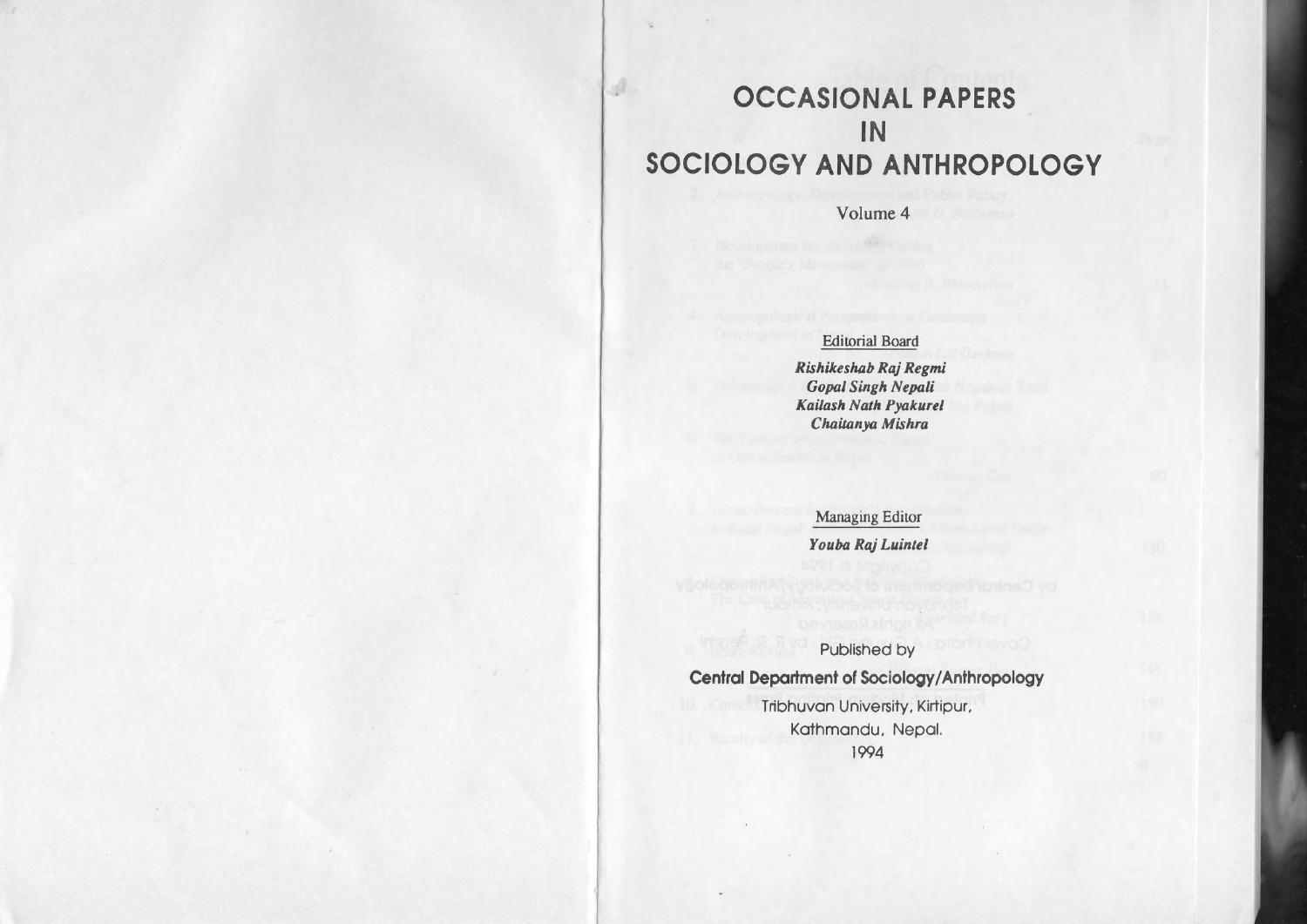# OCCASIONAL PAPERS IN SOCIOLOGY AND ANTHROPOLOGY

Volume 4

Editorial Board

***Rishikeshab Raj Regmi***
***Gopal Singh Nepali***
***Kailash Nath Pyakurel***
***Chaitanya Mishra***

Managing Editor

***Youba Raj Luintel***

Published by

**Central Department of Sociology/Anthropology**

Tribhuvan University, Kirtipur,
Kathmandu, Nepal.
1994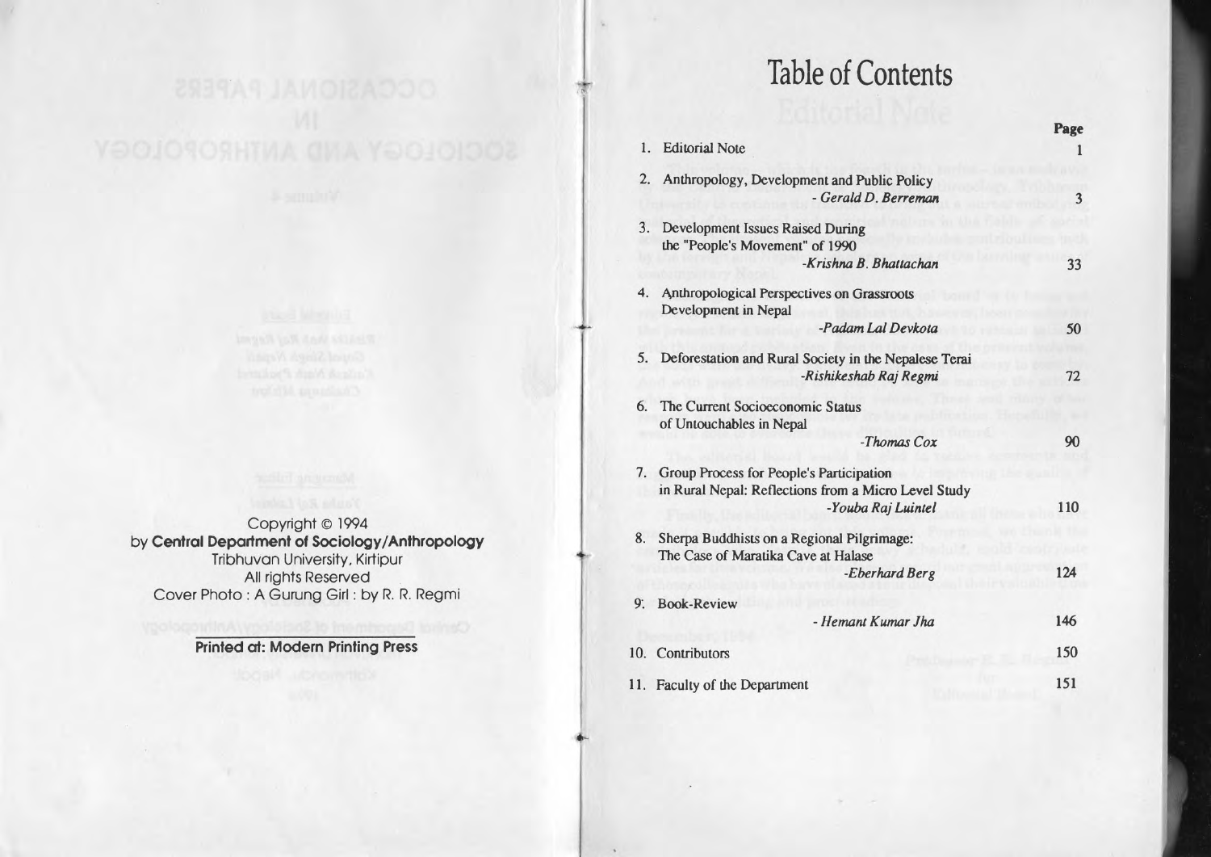Copyright © 1994
by **Central Department of Sociology/Anthropology**
Tribhuvan University, Kirtipur
All rights Reserved
Cover Photo : A Gurung Girl : by R. R. Regmi

**Printed at: Modern Printing Press**

# Table of Contents

| | | Page |
|---|---|---|
| 1. | Editorial Note | 1 |
| 2. | Anthropology, Development and Public Policy<br>*- Gerald D. Berreman* | 3 |
| 3. | Development Issues Raised During the "People's Movement" of 1990<br>*-Krishna B. Bhattachan* | 33 |
| 4. | Anthropological Perspectives on Grassroots Development in Nepal<br>*-Padam Lal Devkota* | 50 |
| 5. | Deforestation and Rural Society in the Nepalese Terai<br>*-Rishikeshab Raj Regmi* | 72 |
| 6. | The Current Socioeconomic Status of Untouchables in Nepal<br>*-Thomas Cox* | 90 |
| 7. | Group Process for People's Participation in Rural Nepal: Reflections from a Micro Level Study<br>*-Youba Raj Luintel* | 110 |
| 8. | Sherpa Buddhists on a Regional Pilgrimage: The Case of Maratika Cave at Halase<br>*-Eberhard Berg* | 124 |
| 9. | Book-Review<br>*- Hemant Kumar Jha* | 146 |
| 10. | Contributors | 150 |
| 11. | Faculty of the Department | 151 |